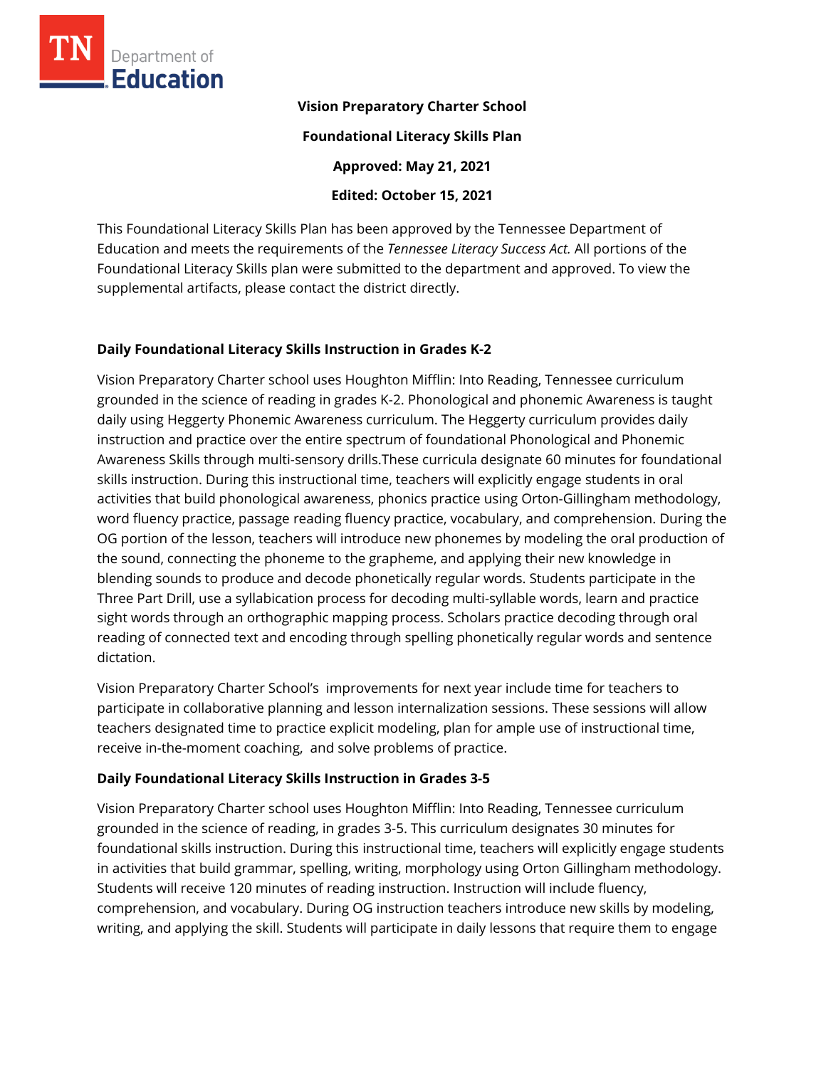**Vision Preparatory Charter School**

**Foundational Literacy Skills Plan**

**Approved: May 21, 2021**

**Edited: October 15, 2021**

This Foundational Literacy Skills Plan has been approved by the Tennessee Department of Education and meets the requirements of the *Tennessee Literacy Success Act.* All portions of the Foundational Literacy Skills plan were submitted to the department and approved. To view the supplemental artifacts, please contact the district directly.

## Daily Foundational Literacy Skills Instruction in Grades K-2

Vision Preparatory Charter school uses Houghton Mifflin: Into Reading, Tennessee curriculum grounded in the science of reading in grades K-2. Phonological and phonemic Awareness is taught daily using Heggerty Phonemic Awareness curriculum. The Heggerty curriculum provides daily instruction and practice over the entire spectrum of foundational Phonological and Phonemic Awareness Skills through multi-sensory drills.These curricula designate 60 minutes for foundational skills instruction. During this instructional time, teachers will explicitly engage students in oral activities that build phonological awareness, phonics practice using Orton-Gillingham methodology, word fluency practice, passage reading fluency practice, vocabulary, and comprehension. During the OG portion of the lesson, teachers will introduce new phonemes by modeling the oral production of the sound, connecting the phoneme to the grapheme, and applying their new knowledge in blending sounds to produce and decode phonetically regular words. Students participate in the Three Part Drill, use a syllabication process for decoding multi-syllable words, learn and practice sight words through an orthographic mapping process. Scholars practice decoding through oral reading of connected text and encoding through spelling phonetically regular words and sentence dictation.

Vision Preparatory Charter School's improvements for next year include time for teachers to participate in collaborative planning and lesson internalization sessions. These sessions will allow teachers designated time to practice explicit modeling, plan for ample use of instructional time, receive in-the-moment coaching, and solve problems of practice.

## Daily Foundational Literacy Skills Instruction in Grades 3-5

Vision Preparatory Charter school uses Houghton Mifflin: Into Reading, Tennessee curriculum grounded in the science of reading, in grades 3-5. This curriculum designates 30 minutes for foundational skills instruction. During this instructional time, teachers will explicitly engage students in activities that build grammar, spelling, writing, morphology using Orton Gillingham methodology. Students will receive 120 minutes of reading instruction. Instruction will include fluency, comprehension, and vocabulary. During OG instruction teachers introduce new skills by modeling, writing, and applying the skill. Students will participate in daily lessons that require them to engage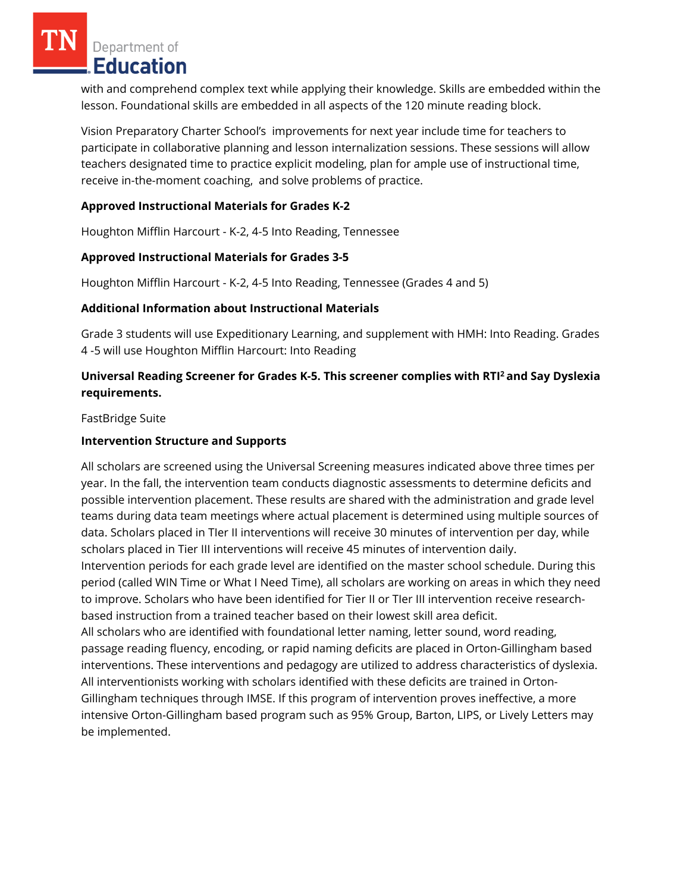with and comprehend complex text while applying their knowledge. Skills are embedded within the lesson. Foundational skills are embedded in all aspects of the 120 minute reading block.

Vision Preparatory Charter School's improvements for next year include time for teachers to participate in collaborative planning and lesson internalization sessions. These sessions will allow teachers designated time to practice explicit modeling, plan for ample use of instructional time, receive in-the-moment coaching, and solve problems of practice.

**Approved Instructional Materials for Grades K-2**

Houghton Mifflin Harcourt - K-2, 4-5 Into Reading, Tennessee

**Approved Instructional Materials for Grades 3-5**

Houghton Mifflin Harcourt - K-2, 4-5 Into Reading, Tennessee (Grades 4 and 5)

**Additional Information about Instructional Materials**

Grade 3 students will use Expeditionary Learning, and supplement with HMH: Into Reading. Grades 4 -5 will use Houghton Mifflin Harcourt: Into Reading

**Universal Reading Screener for Grades K-5. This screener complies with RTI² and Say Dyslexia requirements.**

FastBridge Suite

**Intervention Structure and Supports**

All scholars are screened using the Universal Screening measures indicated above three times per year. In the fall, the intervention team conducts diagnostic assessments to determine deficits and possible intervention placement. These results are shared with the administration and grade level teams during data team meetings where actual placement is determined using multiple sources of data. Scholars placed in TIer II interventions will receive 30 minutes of intervention per day, while scholars placed in Tier III interventions will receive 45 minutes of intervention daily.
Intervention periods for each grade level are identified on the master school schedule. During this period (called WIN Time or What I Need Time), all scholars are working on areas in which they need to improve. Scholars who have been identified for Tier II or TIer III intervention receive research-based instruction from a trained teacher based on their lowest skill area deficit.
All scholars who are identified with foundational letter naming, letter sound, word reading, passage reading fluency, encoding, or rapid naming deficits are placed in Orton-Gillingham based interventions. These interventions and pedagogy are utilized to address characteristics of dyslexia. All interventionists working with scholars identified with these deficits are trained in Orton-Gillingham techniques through IMSE. If this program of intervention proves ineffective, a more intensive Orton-Gillingham based program such as 95% Group, Barton, LIPS, or Lively Letters may be implemented.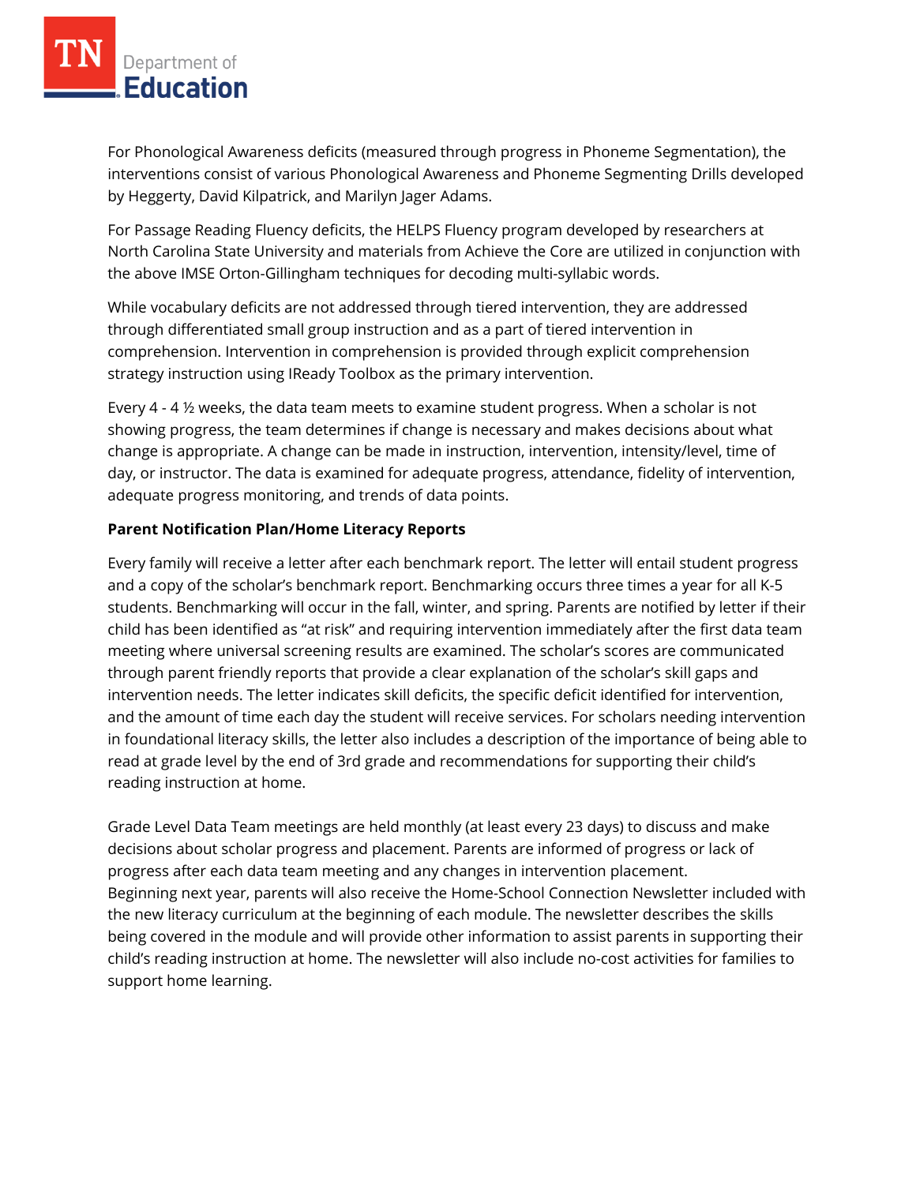For Phonological Awareness deficits (measured through progress in Phoneme Segmentation), the interventions consist of various Phonological Awareness and Phoneme Segmenting Drills developed by Heggerty, David Kilpatrick, and Marilyn Jager Adams.

For Passage Reading Fluency deficits, the HELPS Fluency program developed by researchers at North Carolina State University and materials from Achieve the Core are utilized in conjunction with the above IMSE Orton-Gillingham techniques for decoding multi-syllabic words.

While vocabulary deficits are not addressed through tiered intervention, they are addressed through differentiated small group instruction and as a part of tiered intervention in comprehension. Intervention in comprehension is provided through explicit comprehension strategy instruction using IReady Toolbox as the primary intervention.

Every 4 - 4 ½ weeks, the data team meets to examine student progress. When a scholar is not showing progress, the team determines if change is necessary and makes decisions about what change is appropriate. A change can be made in instruction, intervention, intensity/level, time of day, or instructor. The data is examined for adequate progress, attendance, fidelity of intervention, adequate progress monitoring, and trends of data points.

**Parent Notification Plan/Home Literacy Reports**

Every family will receive a letter after each benchmark report. The letter will entail student progress and a copy of the scholar's benchmark report. Benchmarking occurs three times a year for all K-5 students. Benchmarking will occur in the fall, winter, and spring. Parents are notified by letter if their child has been identified as "at risk" and requiring intervention immediately after the first data team meeting where universal screening results are examined. The scholar's scores are communicated through parent friendly reports that provide a clear explanation of the scholar's skill gaps and intervention needs. The letter indicates skill deficits, the specific deficit identified for intervention, and the amount of time each day the student will receive services. For scholars needing intervention in foundational literacy skills, the letter also includes a description of the importance of being able to read at grade level by the end of 3rd grade and recommendations for supporting their child's reading instruction at home.

Grade Level Data Team meetings are held monthly (at least every 23 days) to discuss and make decisions about scholar progress and placement. Parents are informed of progress or lack of progress after each data team meeting and any changes in intervention placement.
Beginning next year, parents will also receive the Home-School Connection Newsletter included with the new literacy curriculum at the beginning of each module. The newsletter describes the skills being covered in the module and will provide other information to assist parents in supporting their child's reading instruction at home. The newsletter will also include no-cost activities for families to support home learning.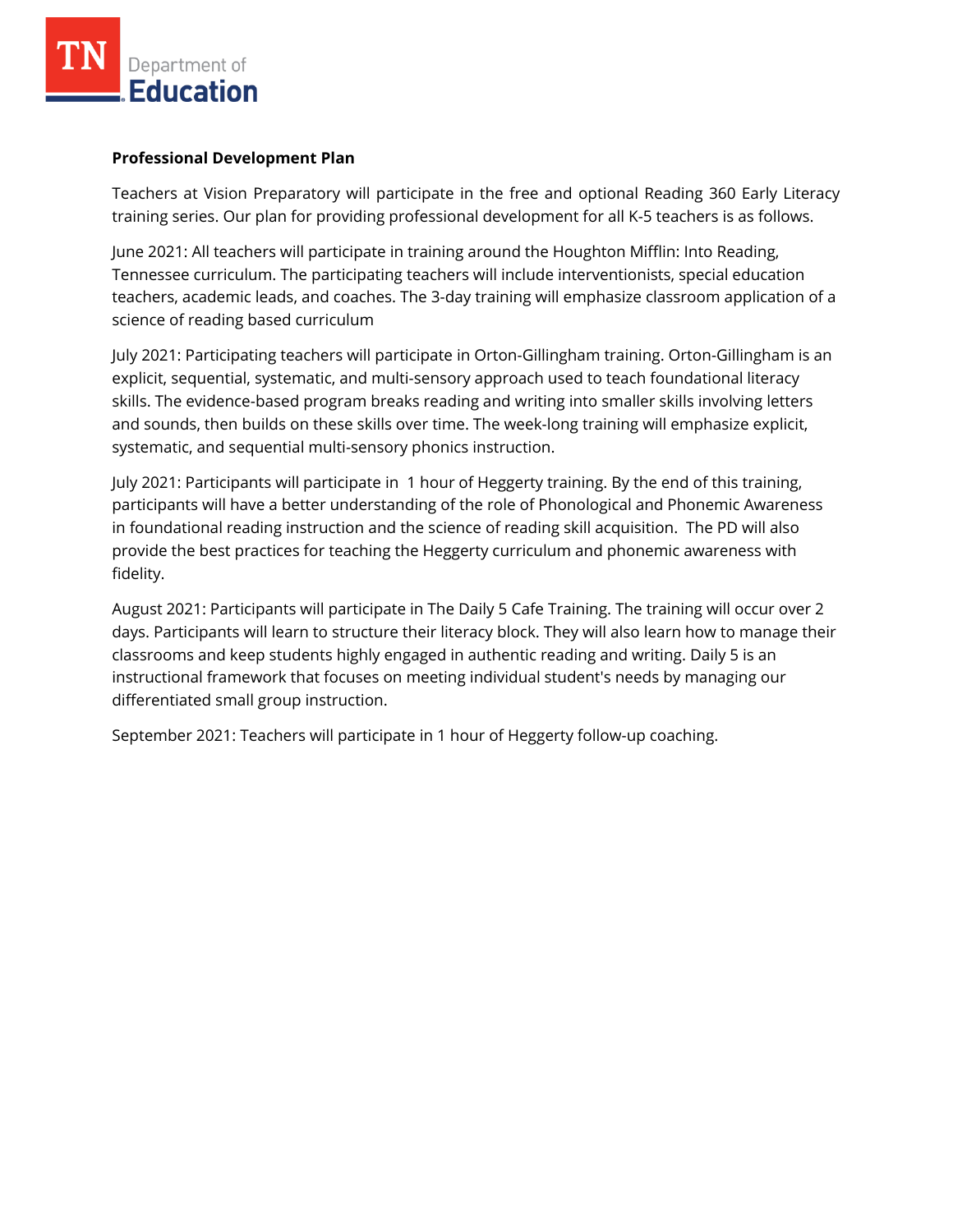**Professional Development Plan**

Teachers at Vision Preparatory will participate in the free and optional Reading 360 Early Literacy training series. Our plan for providing professional development for all K-5 teachers is as follows.

June 2021: All teachers will participate in training around the Houghton Mifflin: Into Reading, Tennessee curriculum. The participating teachers will include interventionists, special education teachers, academic leads, and coaches. The 3-day training will emphasize classroom application of a science of reading based curriculum

July 2021: Participating teachers will participate in Orton-Gillingham training. Orton-Gillingham is an explicit, sequential, systematic, and multi-sensory approach used to teach foundational literacy skills. The evidence-based program breaks reading and writing into smaller skills involving letters and sounds, then builds on these skills over time. The week-long training will emphasize explicit, systematic, and sequential multi-sensory phonics instruction.

July 2021: Participants will participate in 1 hour of Heggerty training. By the end of this training, participants will have a better understanding of the role of Phonological and Phonemic Awareness in foundational reading instruction and the science of reading skill acquisition. The PD will also provide the best practices for teaching the Heggerty curriculum and phonemic awareness with fidelity.

August 2021: Participants will participate in The Daily 5 Cafe Training. The training will occur over 2 days. Participants will learn to structure their literacy block. They will also learn how to manage their classrooms and keep students highly engaged in authentic reading and writing. Daily 5 is an instructional framework that focuses on meeting individual student's needs by managing our differentiated small group instruction.

September 2021: Teachers will participate in 1 hour of Heggerty follow-up coaching.